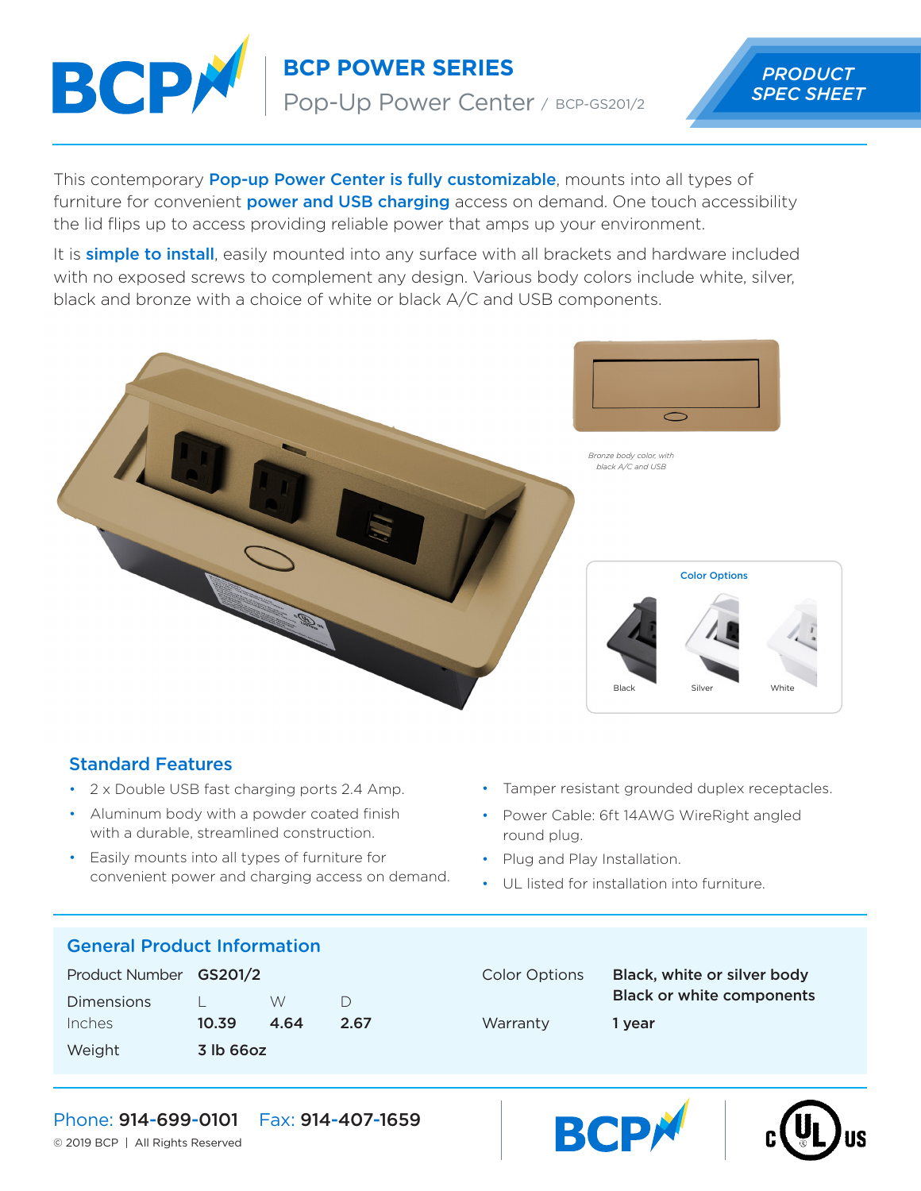# BCP POWER SERIES

## Pop-Up Power Center / BCP-GS201/2

PRODUCT SPEC SHEET

This contemporary **Pop-up Power Center is fully customizable**, mounts into all types of furniture for convenient **power and USB charging** access on demand. One touch accessibility the lid flips up to access providing reliable power that amps up your environment.

It is **simple to install**, easily mounted into any surface with all brackets and hardware included with no exposed screws to complement any design. Various body colors include white, silver, black and bronze with a choice of white or black A/C and USB components.

*Bronze body color, with black A/C and USB*

**Color Options**

Black | Silver | White

## Standard Features

- 2 x Double USB fast charging ports 2.4 Amp.
- Aluminum body with a powder coated finish with a durable, streamlined construction.
- Easily mounts into all types of furniture for convenient power and charging access on demand.
- Tamper resistant grounded duplex receptacles.
- Power Cable: 6ft 14AWG WireRight angled round plug.
- Plug and Play Installation.
- UL listed for installation into furniture.

## General Product Information

| | | | |
|---|---|---|---|
| Product Number | **GS201/2** | | |
| Dimensions | L | W | D |
| Inches | **10.39** | **4.64** | **2.67** |
| Weight | **3 lb 66oz** | | |

| | |
|---|---|
| Color Options | **Black, white or silver body**<br>**Black or white components** |
| Warranty | **1 year** |

Phone: **914-699-0101** Fax: **914-407-1659**

© 2019 BCP | All Rights Reserved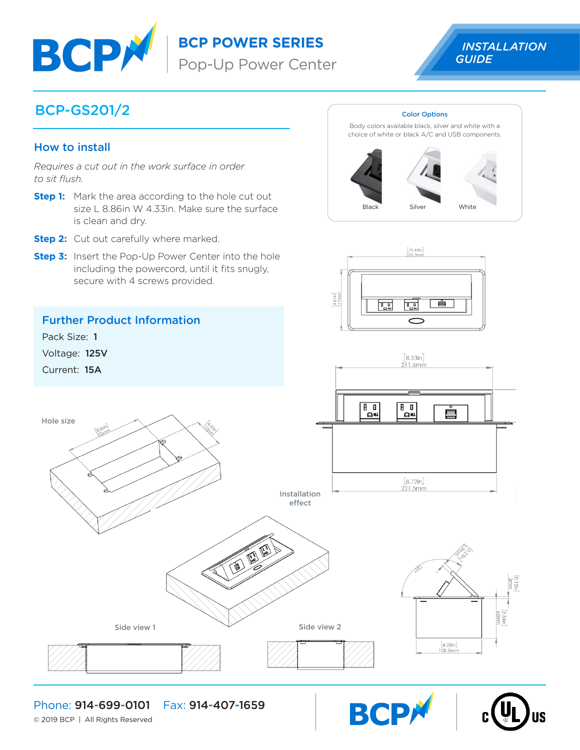# BCP POWER SERIES

Pop-Up Power Center

INSTALLATION GUIDE

## BCP-GS201/2

### How to install

*Requires a cut out in the work surface in order to sit flush.*

**Step 1:** Mark the area according to the hole cut out size L 8.86in W 4.33in. Make sure the surface is clean and dry.

**Step 2:** Cut out carefully where marked.

**Step 3:** Insert the Pop-Up Power Center into the hole including the powercord, until it fits snugly, secure with 4 screws provided.

### Further Product Information

Pack Size: **1**

Voltage: **125V**

Current: **15A**

**Color Options**

Body colors available black, silver and white with a choice of white or black A/C and USB components.

Black

Silver

White

[10.44in]
265.3mm

[4.61in]
117mm

[8.33in]
211.6mm

[8.72in]
221.5mm

Hole size

[8.86in]
225mm

[4.33in]
110mm

Installation effect

125°

[0.12in]
3mm

[2.56in]
65mm

[4.28in]
108.8mm

Side view 1

Side view 2

Phone: **914-699-0101** Fax: **914-407-1659**

© 2019 BCP | All Rights Reserved